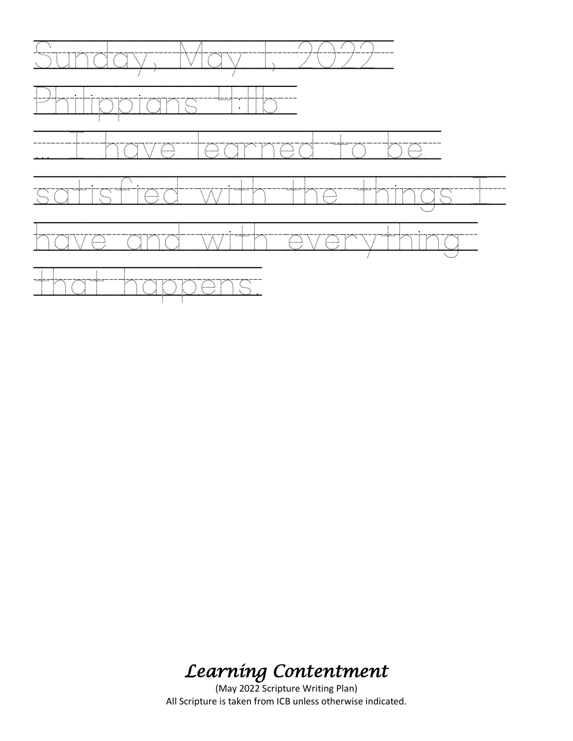Sunday, May 1, 2022

Philippians 4:11b

… I have learned to be satisfied with the things I have and with everything that happens.

*Learning Contentment*

(May 2022 Scripture Writing Plan)

All Scripture is taken from ICB unless otherwise indicated.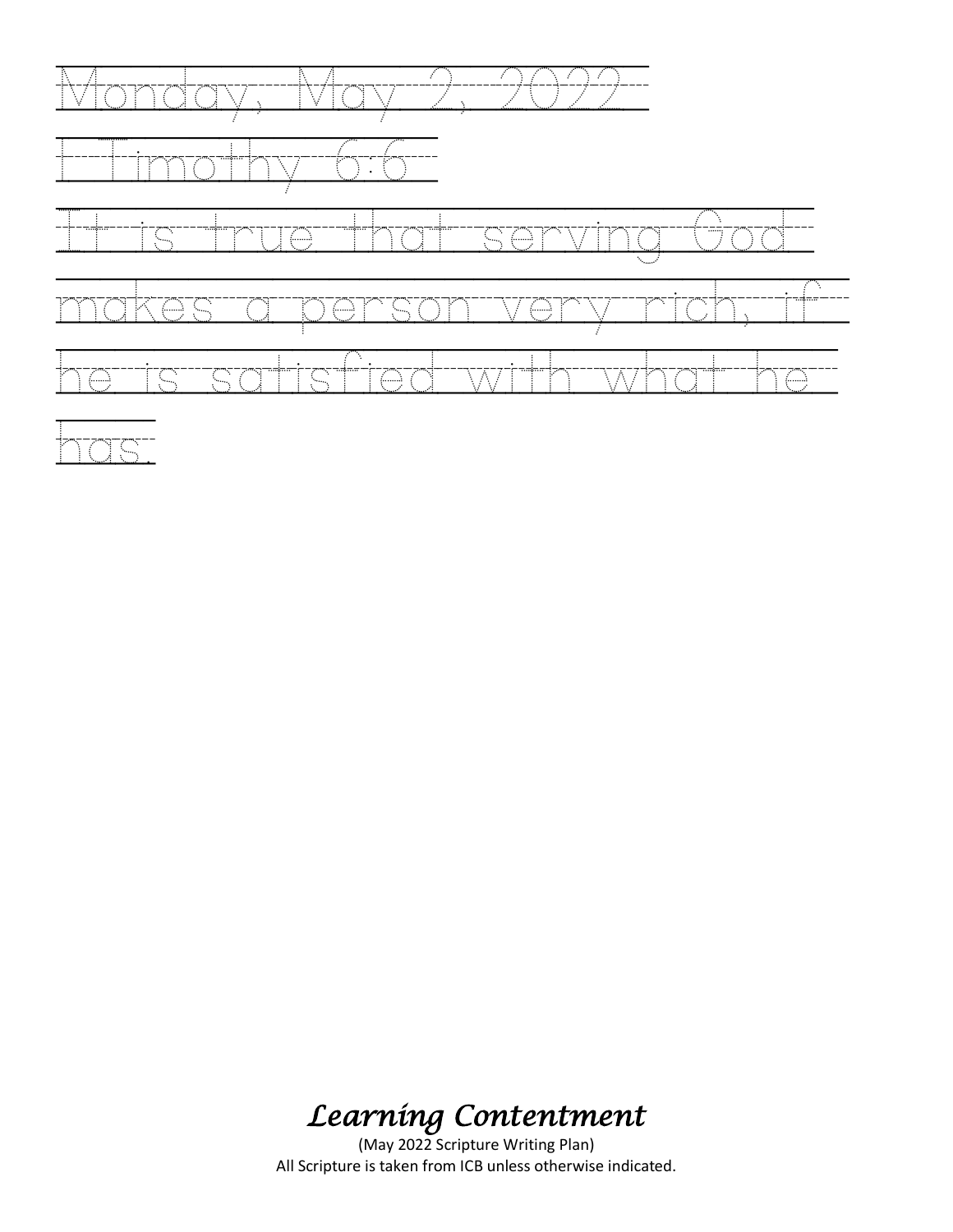Monday, May 2, 2022

I Timothy 6:6

It is true that serving God makes a person very rich, if he is satisfied with what he has.

*Learning Contentment*

(May 2022 Scripture Writing Plan)

All Scripture is taken from ICB unless otherwise indicated.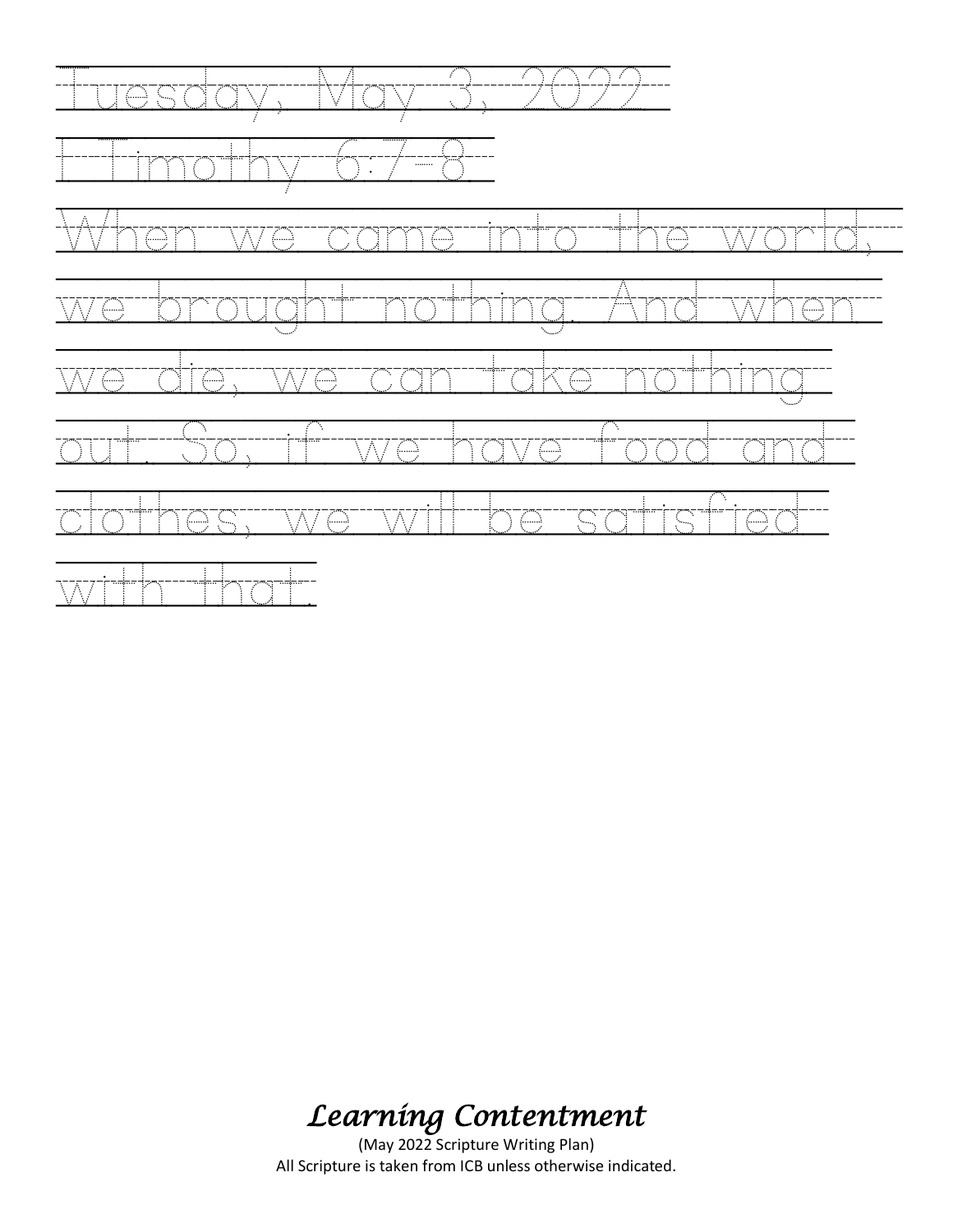Tuesday, May 3, 2022

I Timothy 6:7-8

When we came into the world, we brought nothing. And when we die, we can take nothing out. So, if we have food and clothes, we will be satisfied with that.

*Learning Contentment*

(May 2022 Scripture Writing Plan)

All Scripture is taken from ICB unless otherwise indicated.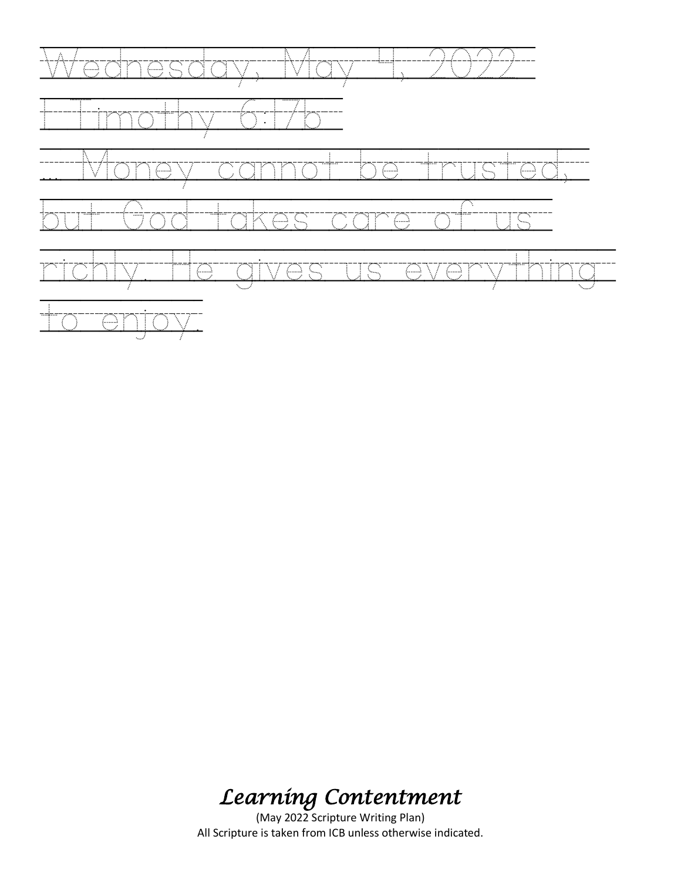Wednesday, May 4, 2022

I Timothy 6:17b

... Money cannot be trusted,

but God takes care of us

richly. He gives us everything

to enjoy.

*Learning Contentment*

(May 2022 Scripture Writing Plan)

All Scripture is taken from ICB unless otherwise indicated.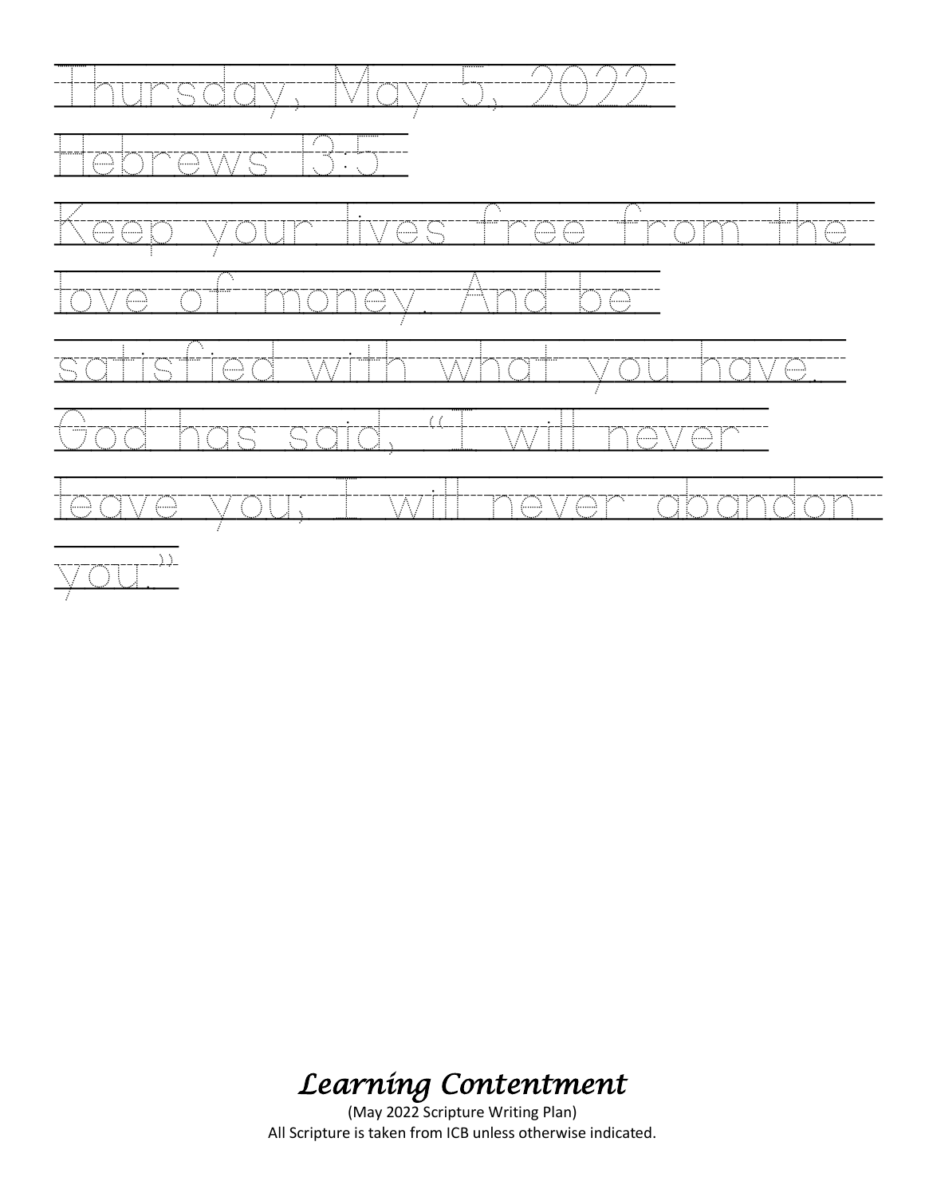Thursday, May 5, 2022

Hebrews 13:5

Keep your lives free from the love of money. And be satisfied with what you have. God has said, "I will never leave you; I will never abandon you."

*Learning Contentment*

(May 2022 Scripture Writing Plan)

All Scripture is taken from ICB unless otherwise indicated.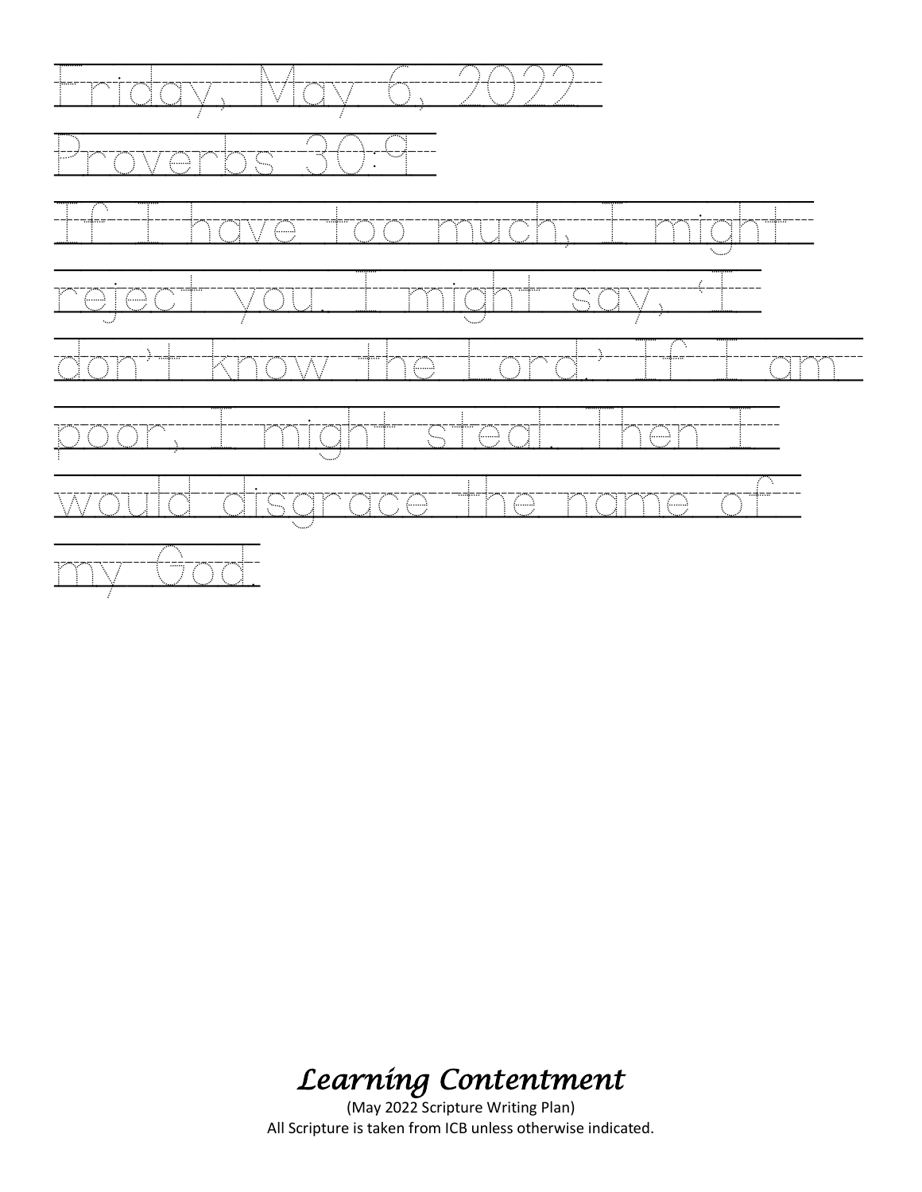Friday, May 6, 2022

Proverbs 30:9

If I have too much, I might reject you. I might say, 'I don't know the Lord.' If I am poor, I might steal. Then I would disgrace the name of my God.

*Learning Contentment*

(May 2022 Scripture Writing Plan)

All Scripture is taken from ICB unless otherwise indicated.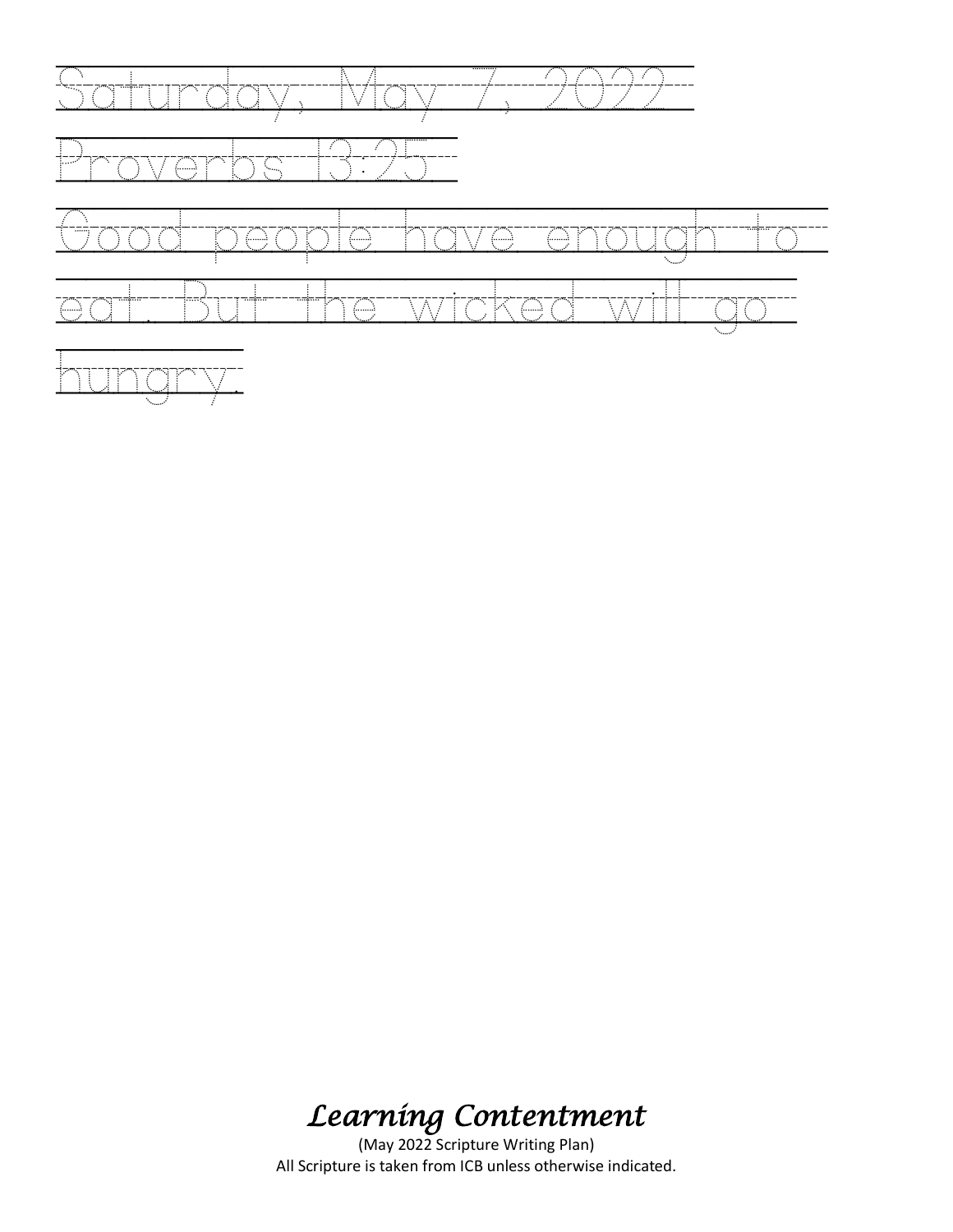Saturday, May 7, 2022

Proverbs 13:25

Good people have enough to eat. But the wicked will go hungry.

*Learning Contentment*

(May 2022 Scripture Writing Plan)
All Scripture is taken from ICB unless otherwise indicated.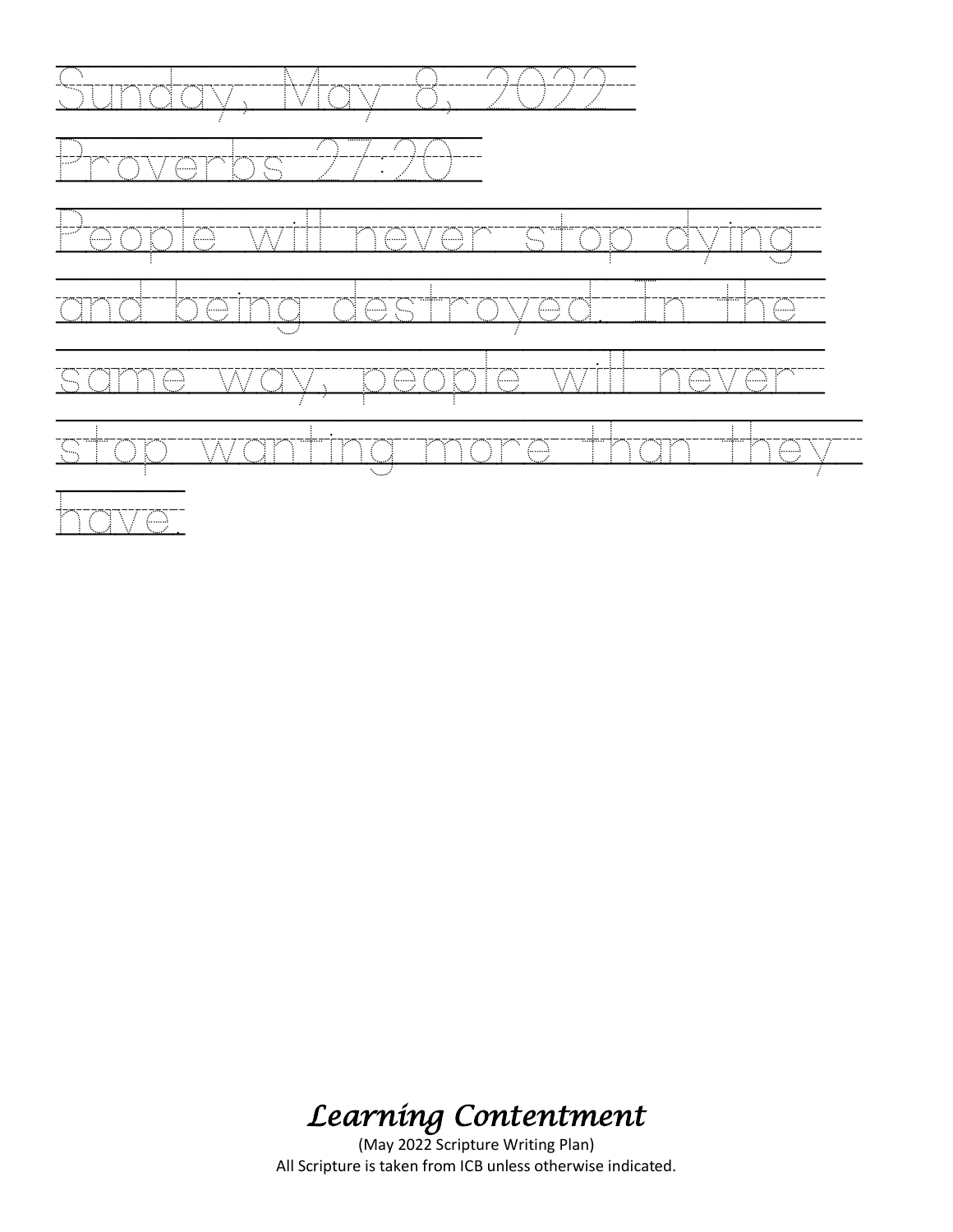Sunday, May 8, 2022

Proverbs 27:20

People will never stop dying and being destroyed. In the same way, people will never stop wanting more than they have.

*Learning Contentment*

(May 2022 Scripture Writing Plan)
All Scripture is taken from ICB unless otherwise indicated.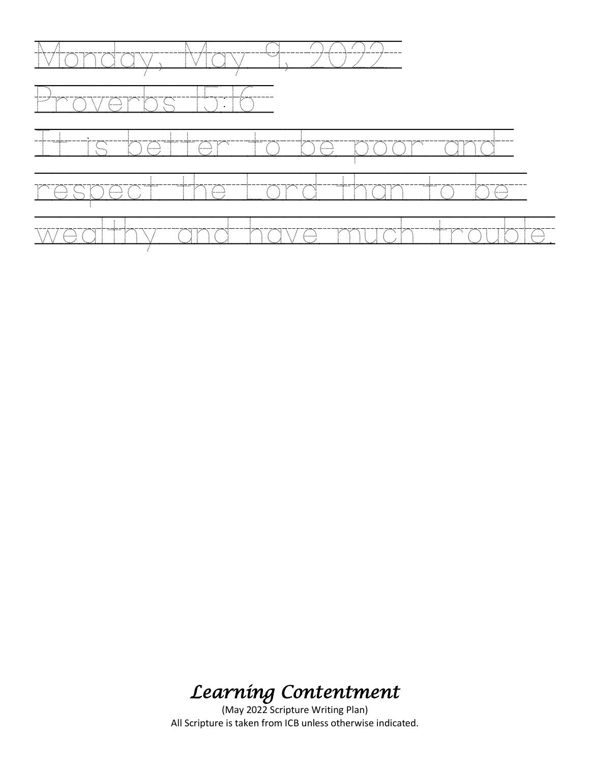Monday, May 9, 2022

Proverbs 15:16

It is better to be poor and respect the Lord than to be wealthy and have much trouble.

*Learning Contentment*

(May 2022 Scripture Writing Plan)

All Scripture is taken from ICB unless otherwise indicated.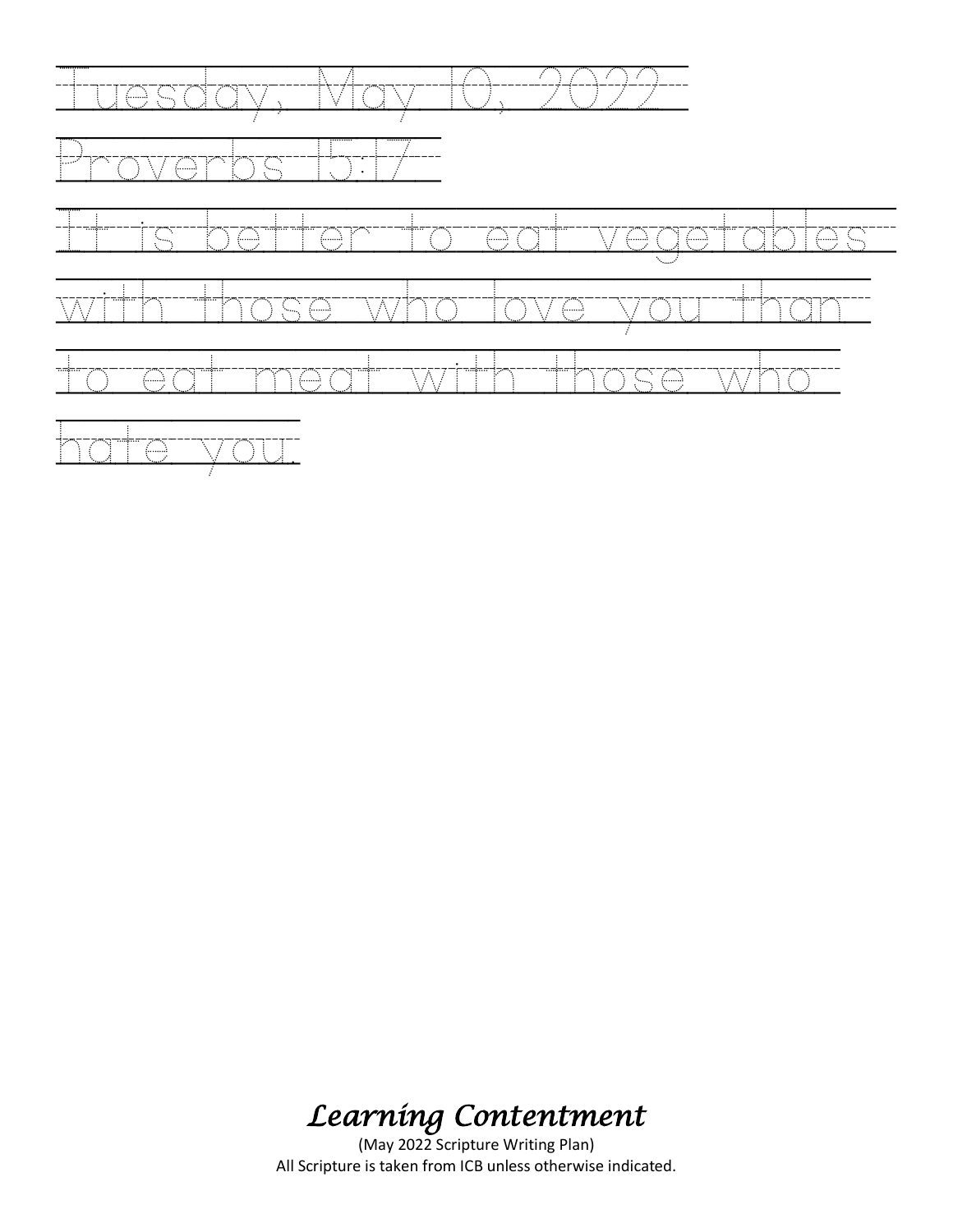Tuesday, May 10, 2022

Proverbs 15:17

It is better to eat vegetables with those who love you than to eat meat with those who hate you.

*Learning Contentment*

(May 2022 Scripture Writing Plan)

All Scripture is taken from ICB unless otherwise indicated.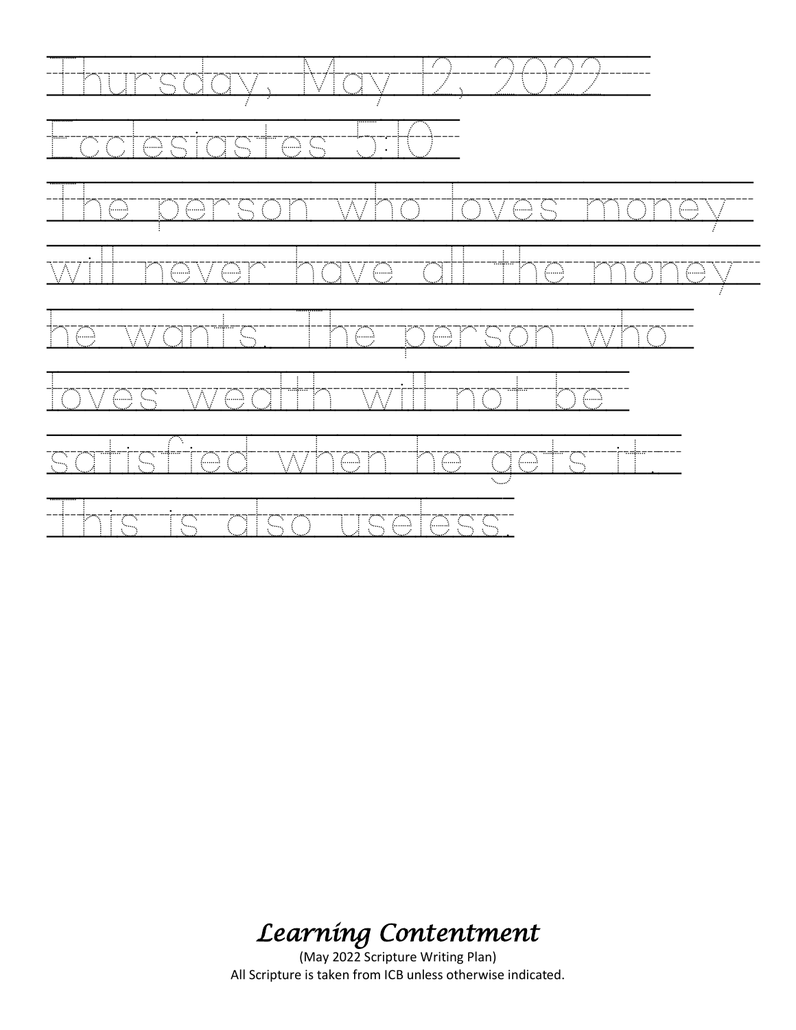Thursday, May 12, 2022

Ecclesiastes 5:10

The person who loves money
will never have all the money
he wants. The person who
loves wealth will not be
satisfied when he gets it.
This is also useless.

*Learning Contentment*

(May 2022 Scripture Writing Plan)

All Scripture is taken from ICB unless otherwise indicated.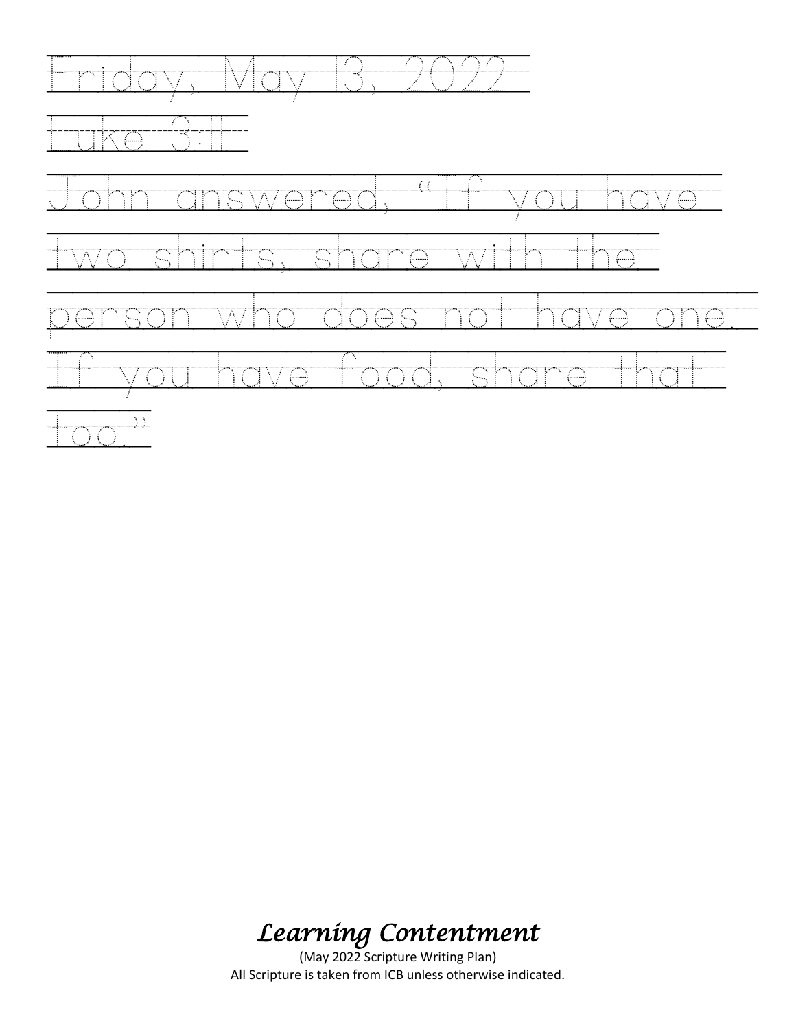Friday, May 13, 2022

Luke 3:11

John answered, "If you have two shirts, share with the person who does not have one. If you have food, share that too."

*Learning Contentment*

(May 2022 Scripture Writing Plan)
All Scripture is taken from ICB unless otherwise indicated.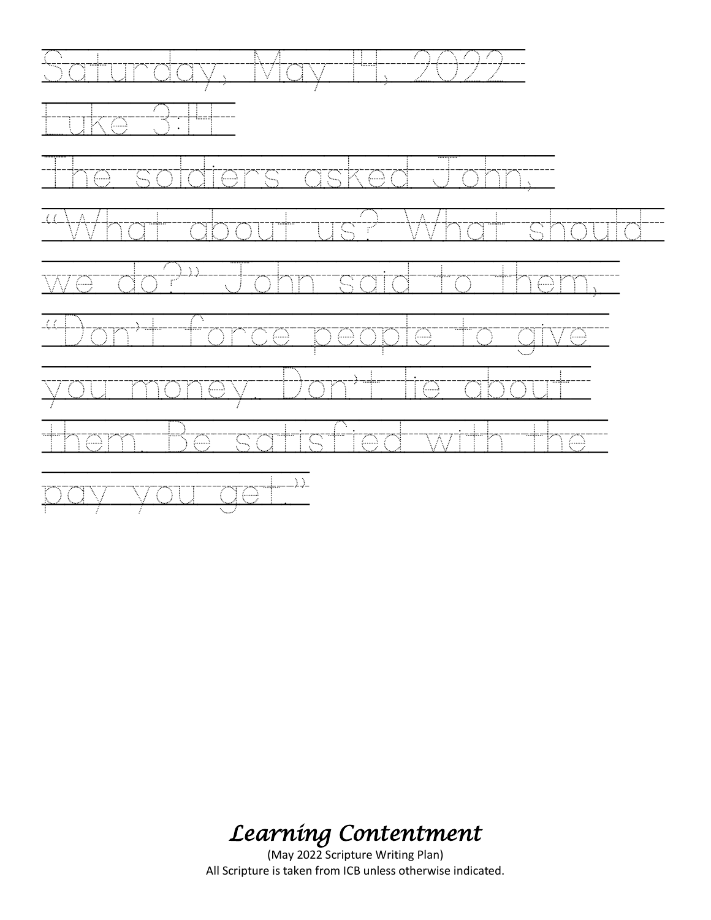Saturday, May 14, 2022

Luke 3:14

The soldiers asked John, "What about us? What should we do?" John said to them, "Don't force people to give you money. Don't lie about them. Be satisfied with the pay you get."

*Learning Contentment*

(May 2022 Scripture Writing Plan)
All Scripture is taken from ICB unless otherwise indicated.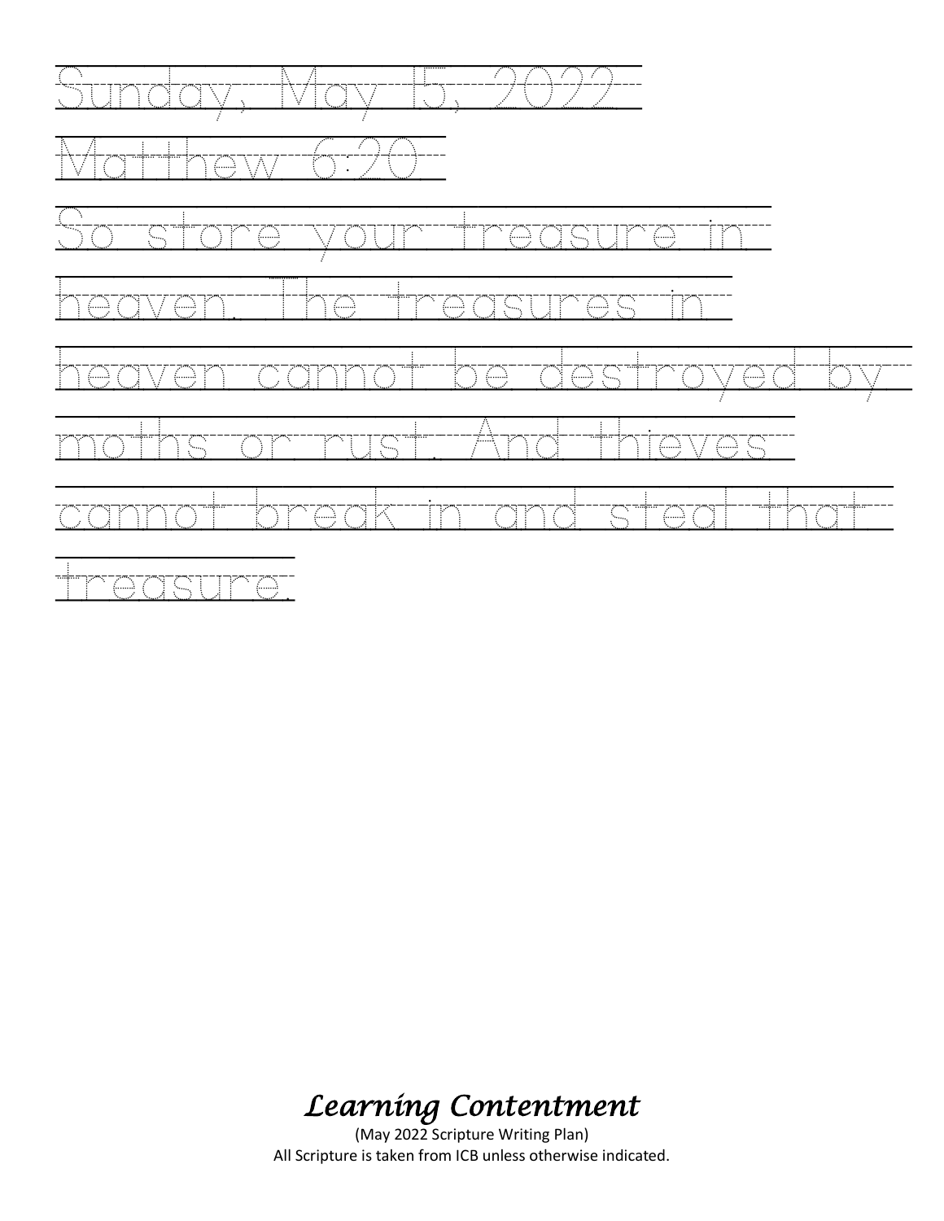Sunday, May 15, 2022

Matthew 6:20

So store your treasure in heaven. The treasures in heaven cannot be destroyed by moths or rust. And thieves cannot break in and steal that treasure.

*Learning Contentment*

(May 2022 Scripture Writing Plan)

All Scripture is taken from ICB unless otherwise indicated.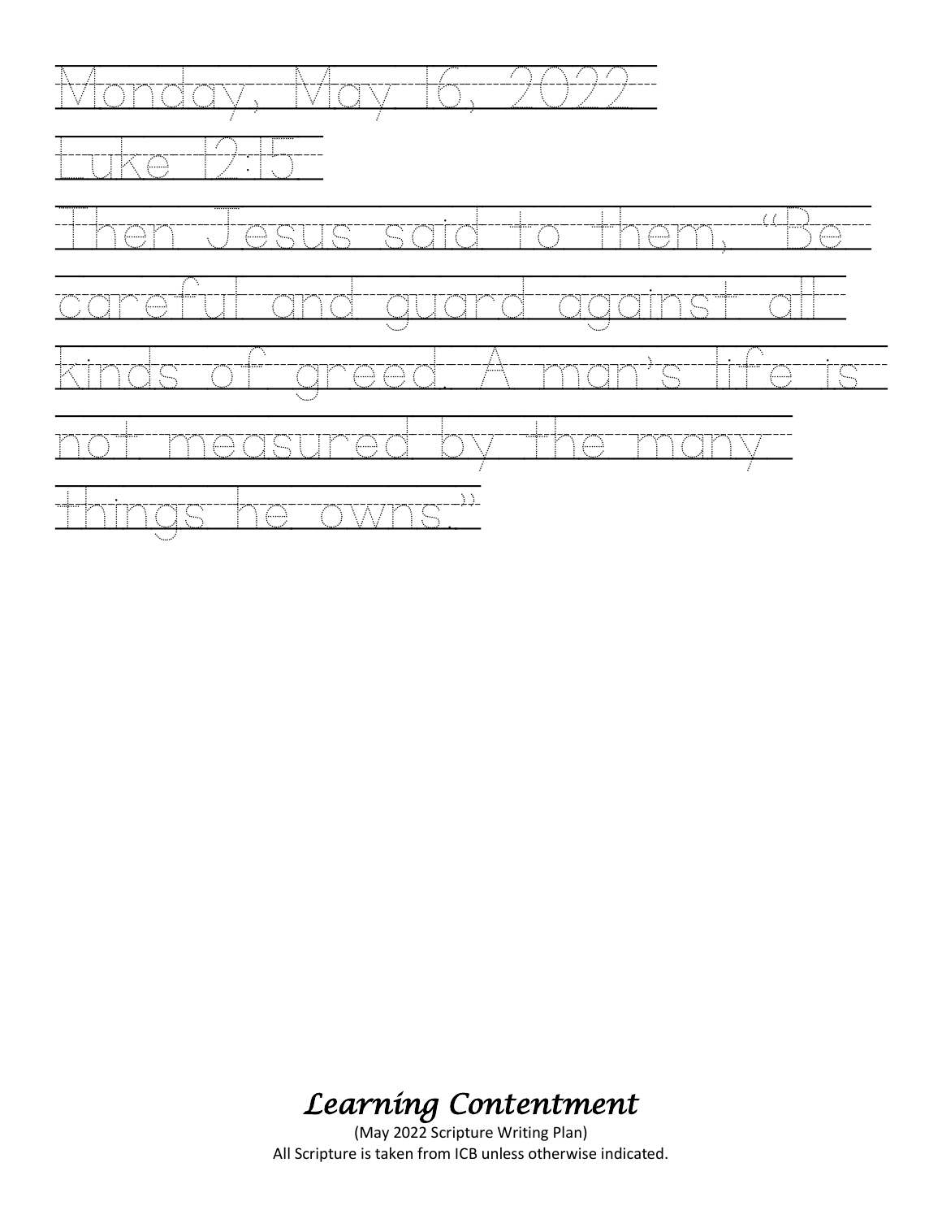Monday, May 16, 2022

Luke 12:15

Then Jesus said to them, "Be careful and guard against all kinds of greed. A man's life is not measured by the many things he owns."

*Learning Contentment*

(May 2022 Scripture Writing Plan)

All Scripture is taken from ICB unless otherwise indicated.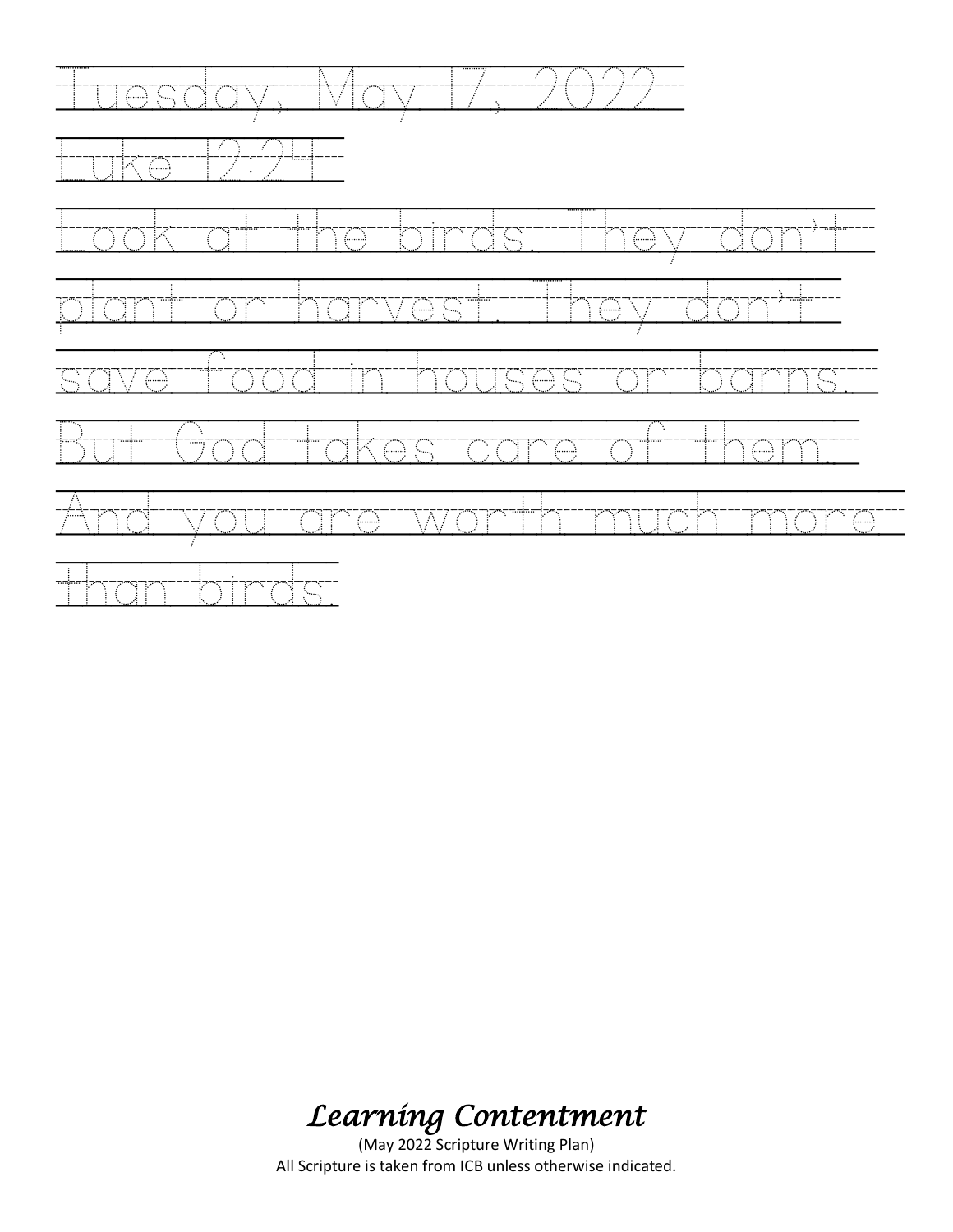Tuesday, May 17, 2022

Luke 12:24

Look at the birds. They don't
plant or harvest. They don't
save food in houses or barns.
But God takes care of them.
And you are worth much more
than birds.

*Learning Contentment*

(May 2022 Scripture Writing Plan)
All Scripture is taken from ICB unless otherwise indicated.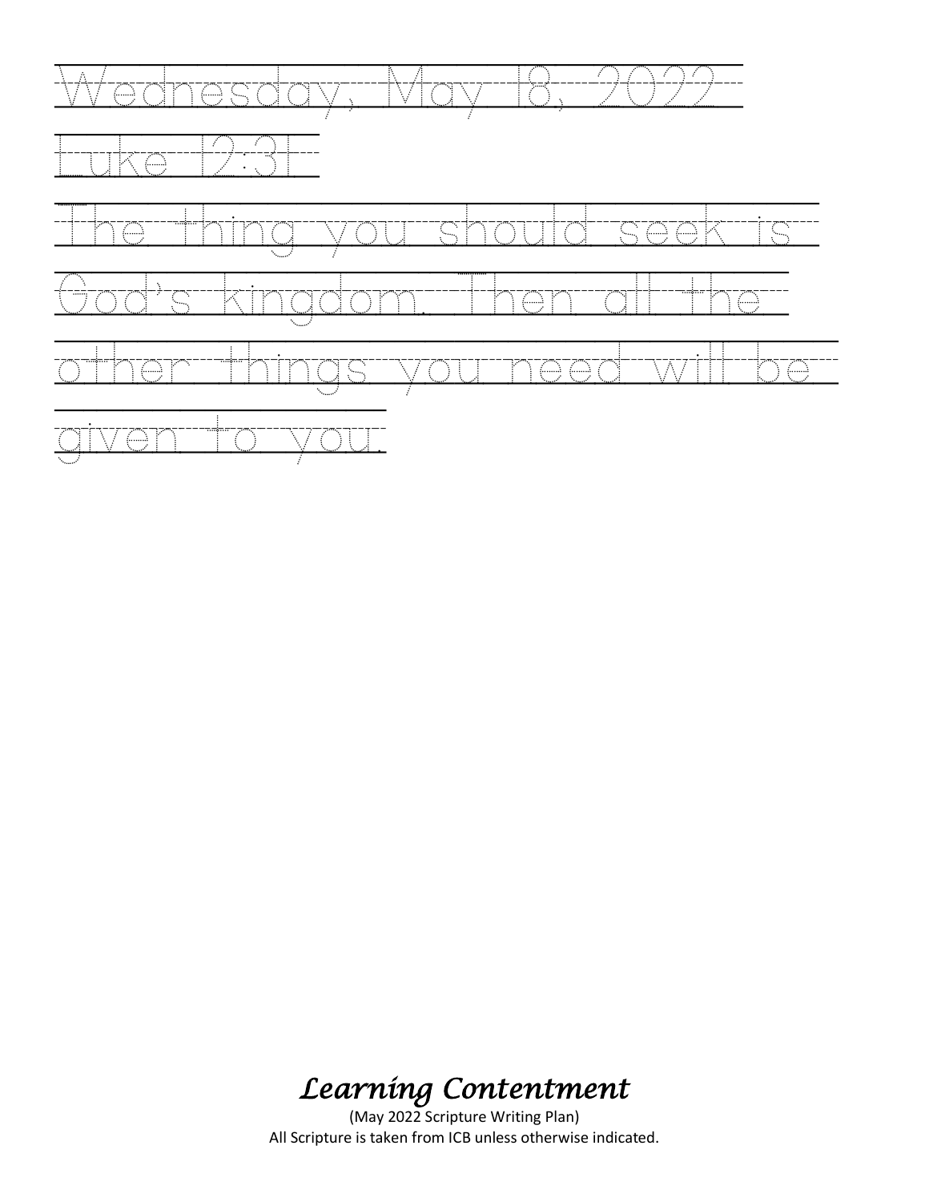Wednesday, May 18, 2022

Luke 12:31

The thing you should seek is God's kingdom. Then all the other things you need will be given to you.

*Learning Contentment*

(May 2022 Scripture Writing Plan)

All Scripture is taken from ICB unless otherwise indicated.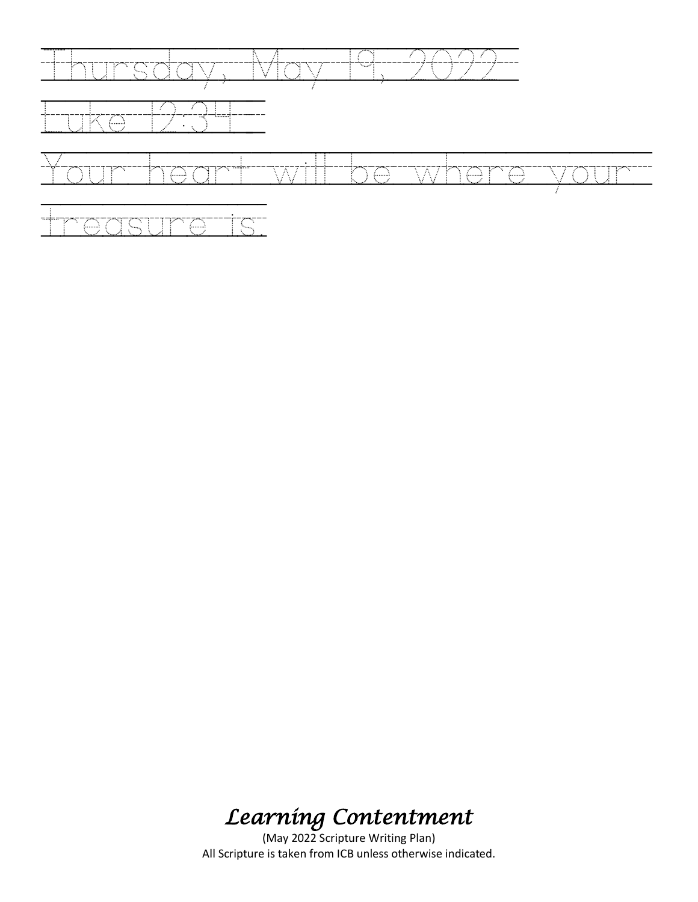Thursday, May 19, 2022

Luke 12:34

Your heart will be where your treasure is.

*Learning Contentment*

(May 2022 Scripture Writing Plan)
All Scripture is taken from ICB unless otherwise indicated.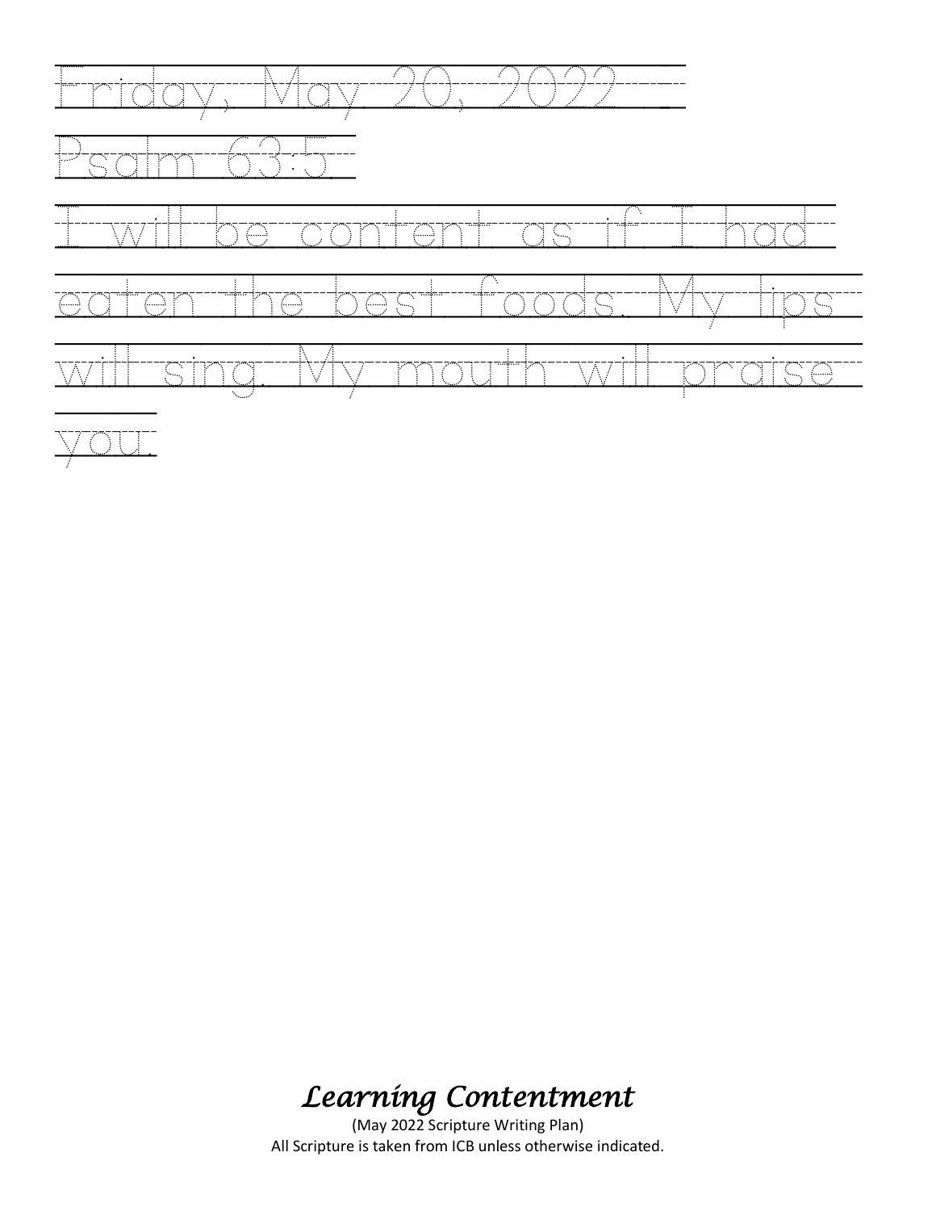Friday, May 20, 2022

Psalm 63:5

I will be content as if I had eaten the best foods. My lips will sing. My mouth will praise you.

*Learning Contentment*

(May 2022 Scripture Writing Plan)

All Scripture is taken from ICB unless otherwise indicated.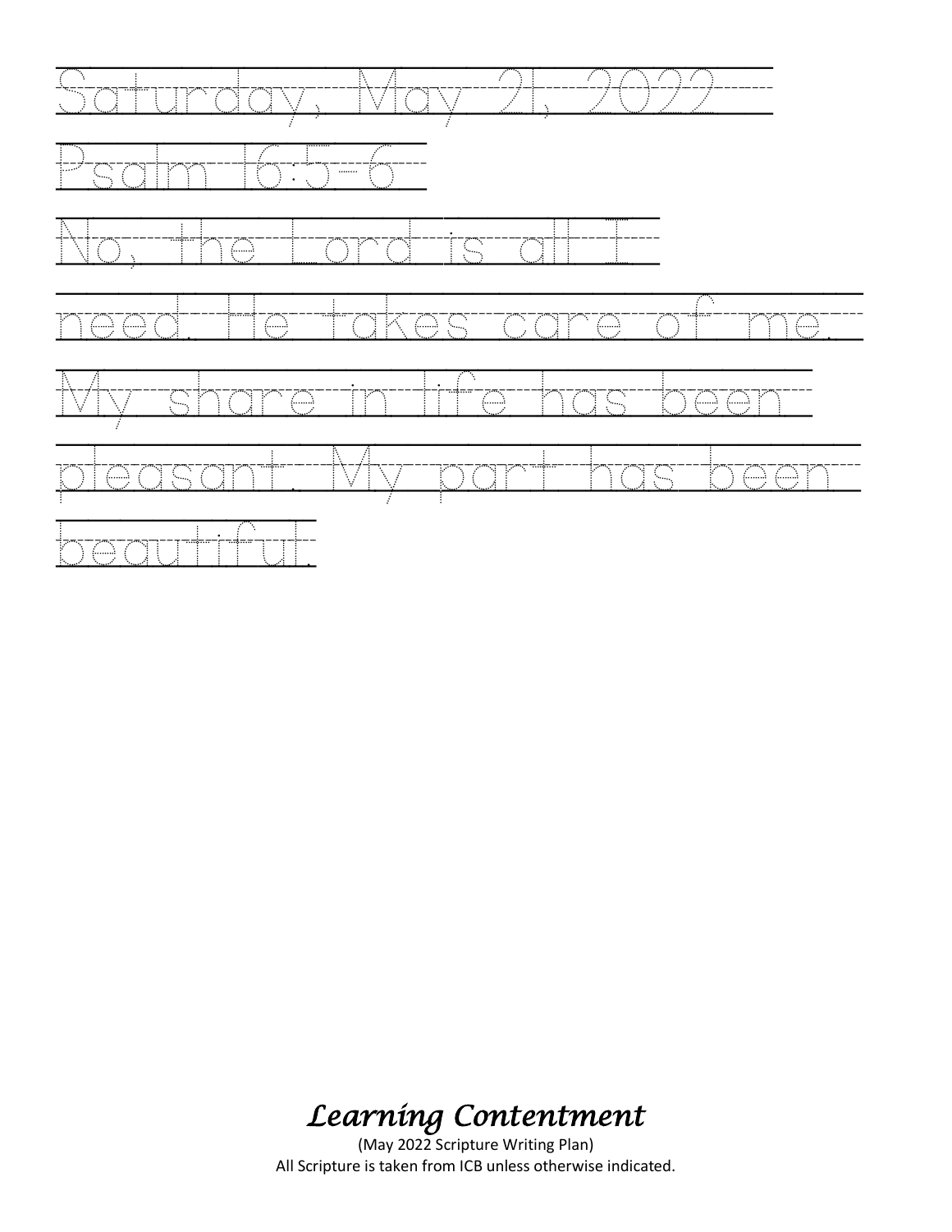Saturday, May 21, 2022

Psalm 16:5-6

No, the Lord is all I need. He takes care of me. My share in life has been pleasant. My part has been beautiful.

*Learning Contentment*

(May 2022 Scripture Writing Plan)

All Scripture is taken from ICB unless otherwise indicated.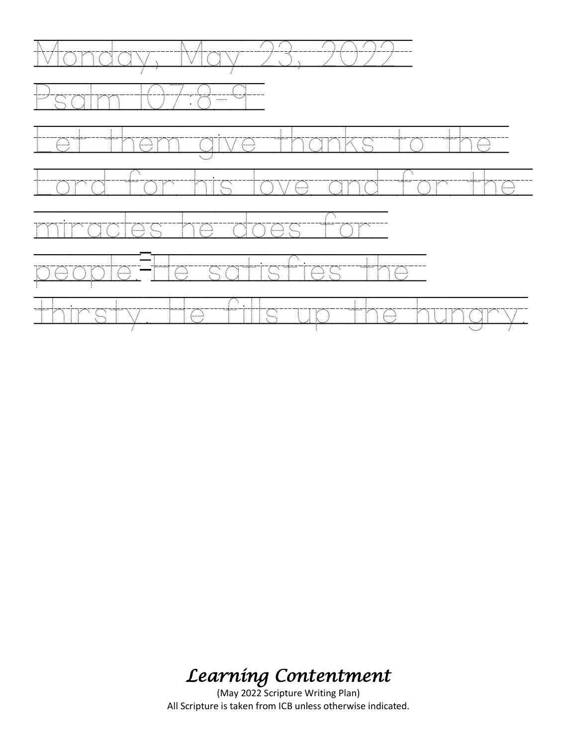Monday, May 23, 2022

Psalm 107:8-9

Let them give thanks to the Lord for his love and for the miracles he does for people. He satisfies the thirsty. He fills up the hungry.

*Learning Contentment*

(May 2022 Scripture Writing Plan)
All Scripture is taken from ICB unless otherwise indicated.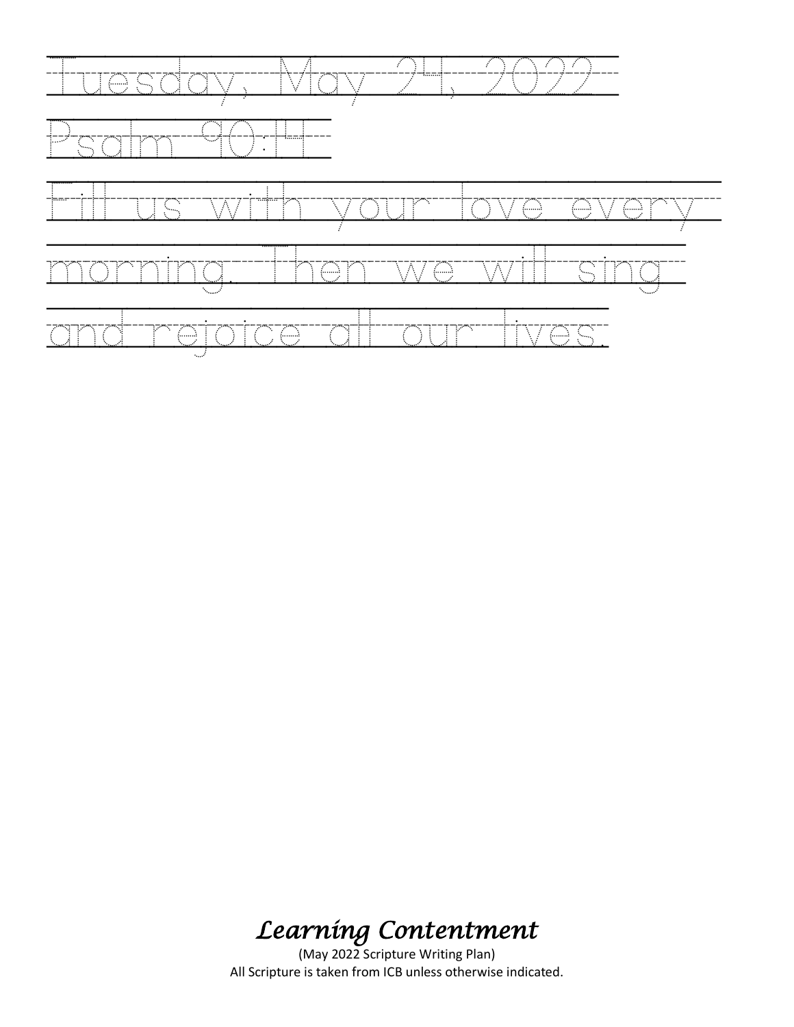Tuesday, May 24, 2022

Psalm 90:14

Fill us with your love every morning. Then we will sing and rejoice all our lives.

*Learning Contentment*

(May 2022 Scripture Writing Plan)
All Scripture is taken from ICB unless otherwise indicated.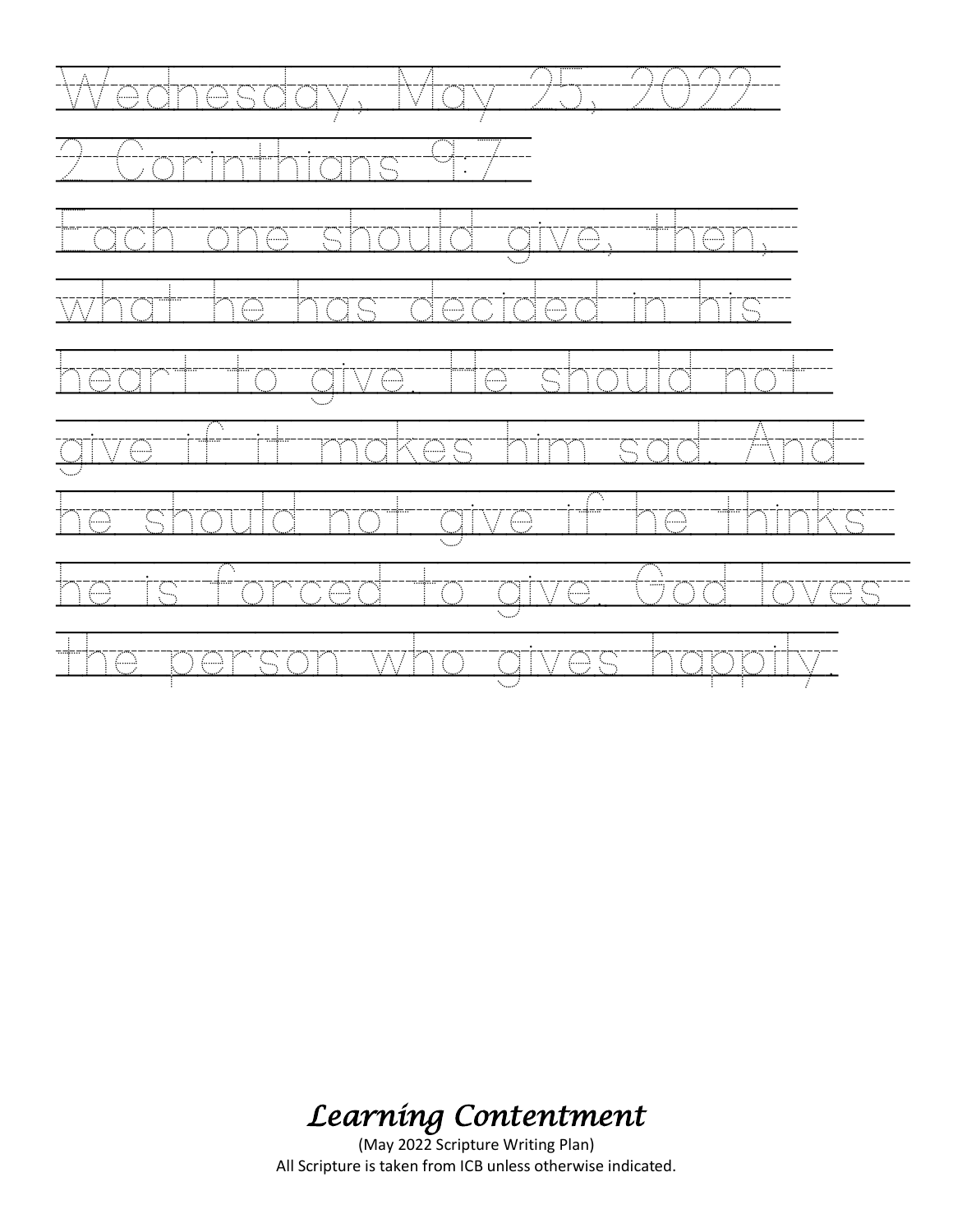Wednesday, May 25, 2022

2 Corinthians 9:7

Each one should give, then,
what he has decided in his
heart to give. He should not
give if it makes him sad. And
he should not give if he thinks
he is forced to give. God loves
the person who gives happily.

*Learning Contentment*

(May 2022 Scripture Writing Plan)
All Scripture is taken from ICB unless otherwise indicated.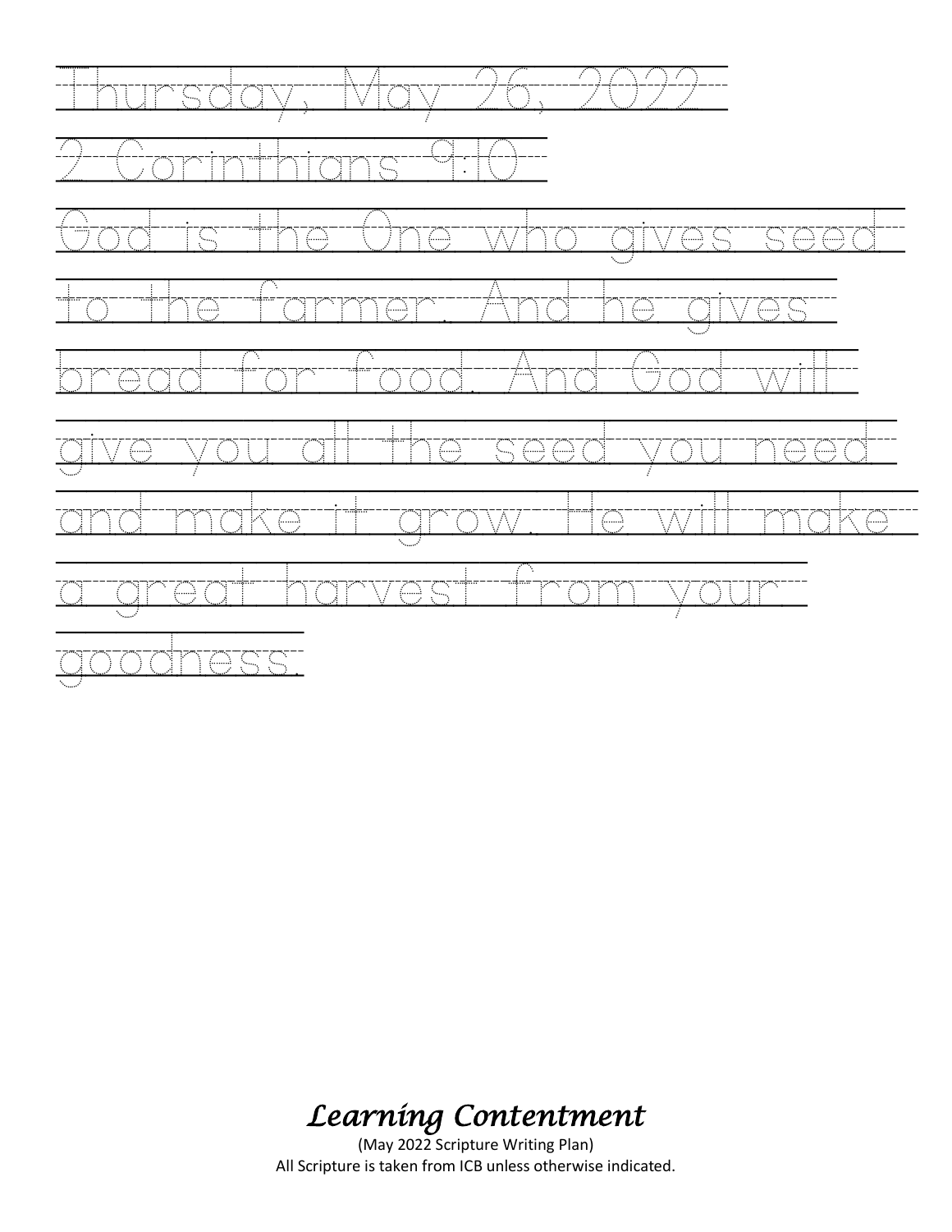Thursday, May 26, 2022

2 Corinthians 9:10

God is the One who gives seed to the farmer. And he gives bread for food. And God will give you all the seed you need and make it grow. He will make a great harvest from your goodness.

*Learning Contentment*

(May 2022 Scripture Writing Plan)

All Scripture is taken from ICB unless otherwise indicated.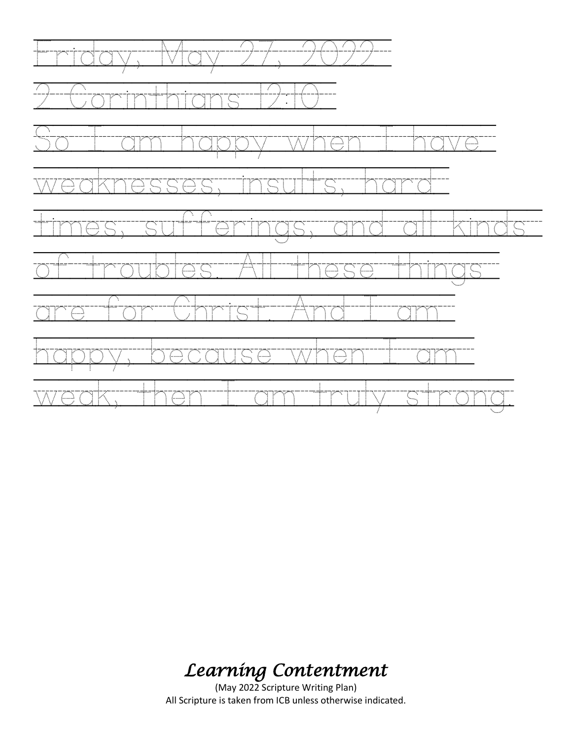Friday, May 27, 2022

2 Corinthians 12:10

So I am happy when I have weaknesses, insults, hard times, sufferings, and all kinds of troubles. All these things are for Christ. And I am happy, because when I am weak, then I am truly strong.

***Learning Contentment***

(May 2022 Scripture Writing Plan)

All Scripture is taken from ICB unless otherwise indicated.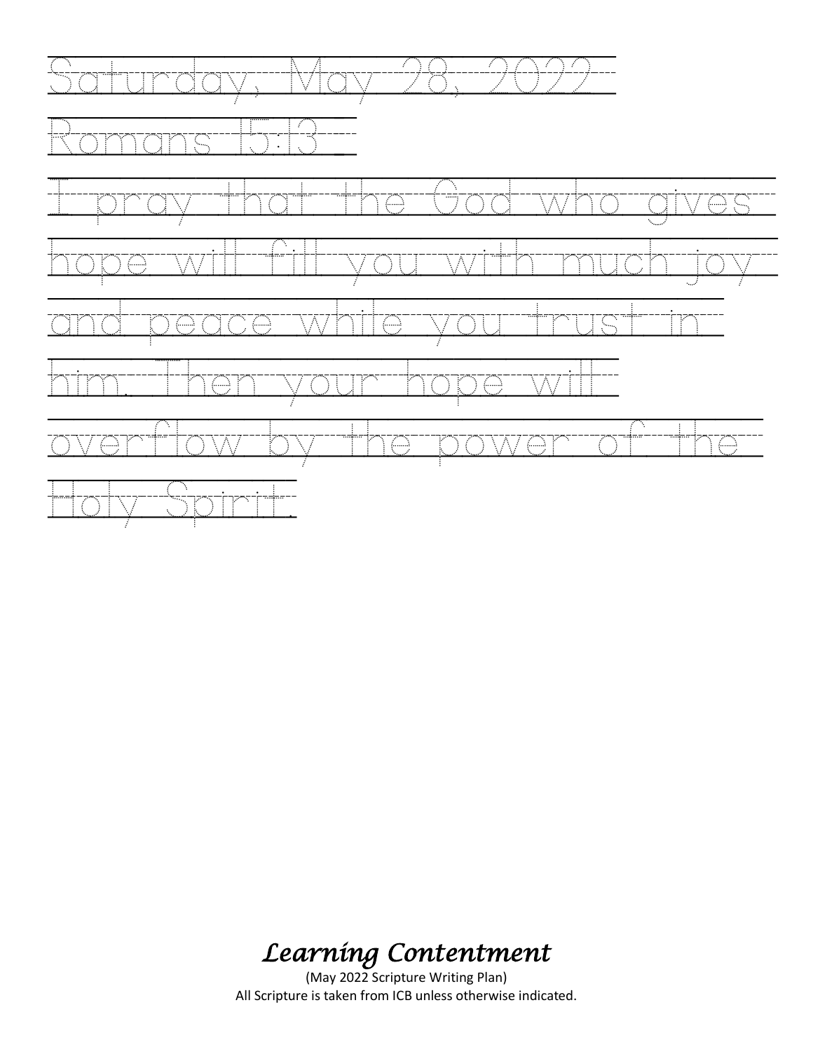Saturday, May 28, 2022

Romans 15:13

I pray that the God who gives hope will fill you with much joy and peace while you trust in him. Then your hope will overflow by the power of the Holy Spirit.

*Learning Contentment*

(May 2022 Scripture Writing Plan)
All Scripture is taken from ICB unless otherwise indicated.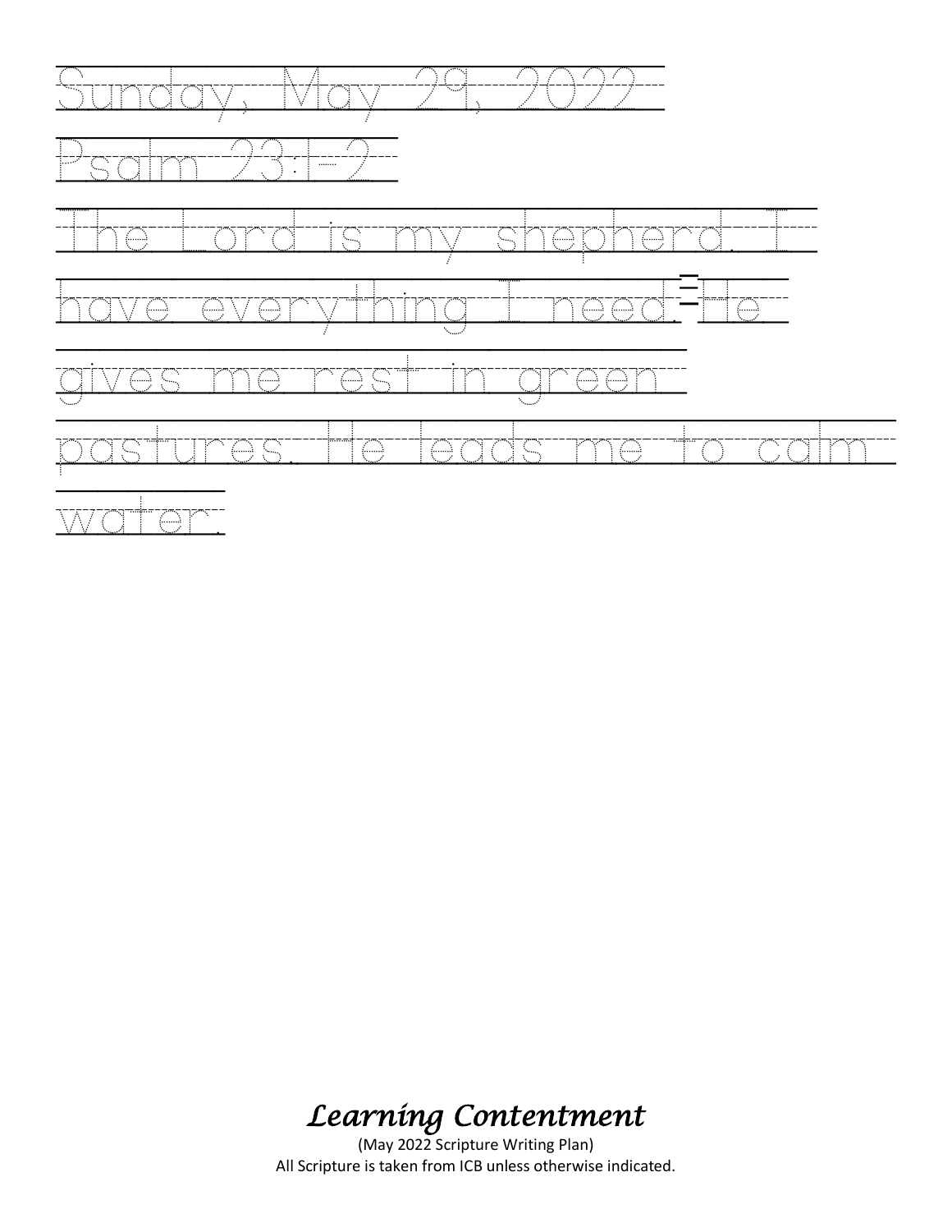Sunday, May 29, 2022

Psalm 23:1-2

The Lord is my shepherd. I have everything I need. He gives me rest in green pastures. He leads me to calm water.

*Learning Contentment*

(May 2022 Scripture Writing Plan)
All Scripture is taken from ICB unless otherwise indicated.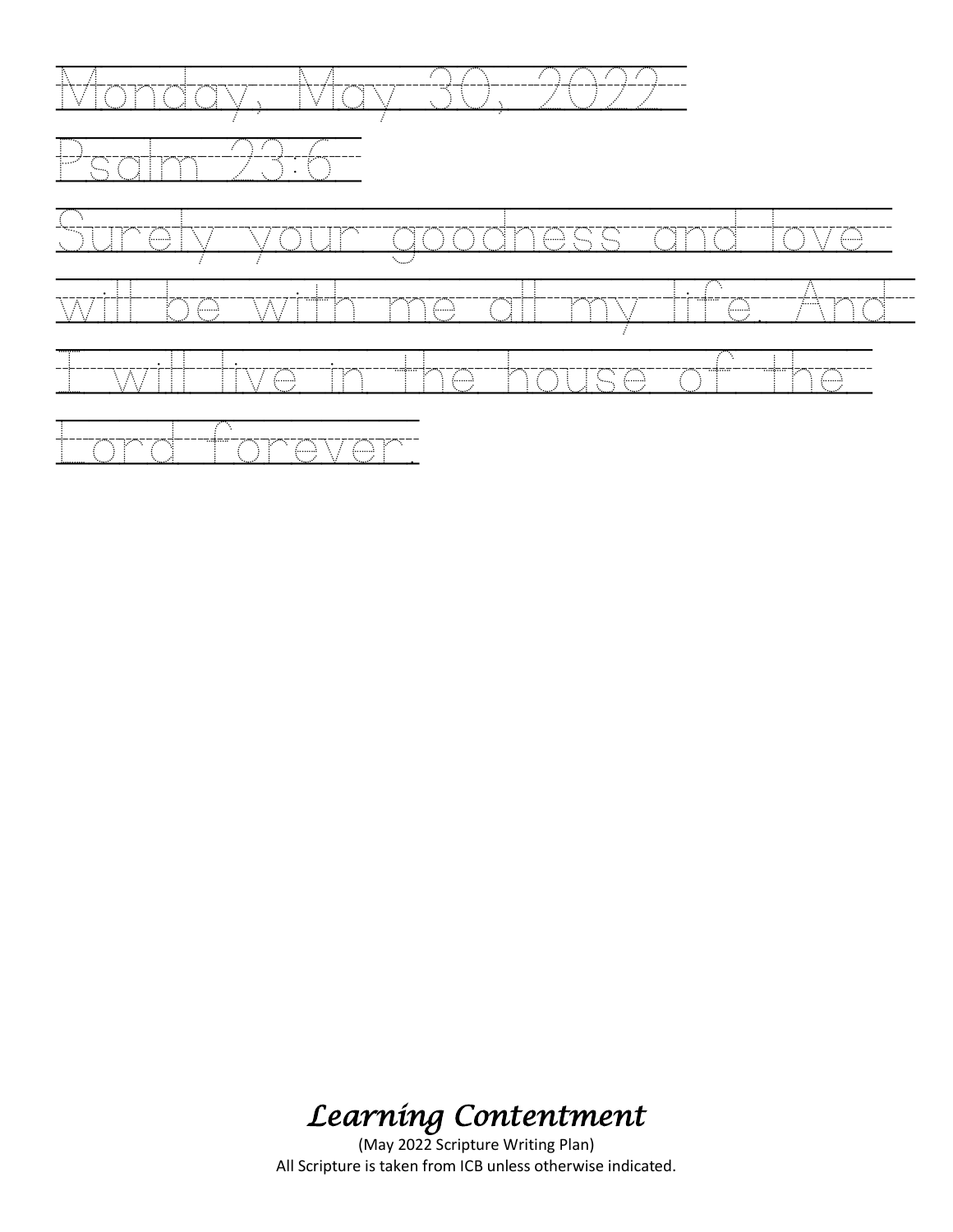Monday, May 30, 2022

Psalm 23:6

Surely your goodness and love will be with me all my life. And I will live in the house of the Lord forever.

*Learning Contentment*

(May 2022 Scripture Writing Plan)

All Scripture is taken from ICB unless otherwise indicated.